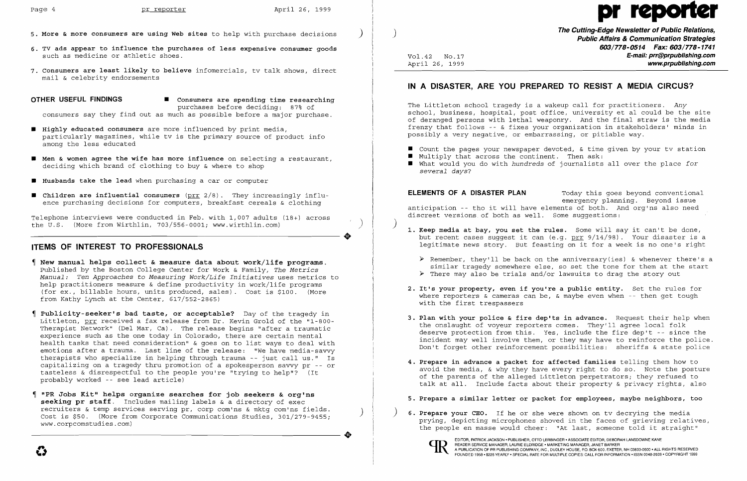5. **More & more consumers are using Web sites** to help with purchase decisions

6. **TV ads appear to influence the purchases of less expensive consumer goods** such as medicine or athletic shoes.

7. **Consumers are least likely to believe** infomercials, tv talk shows, direct mail & celebrity endorsements

**OTHER USEFUL FINDINGS**

- **Consumers are spending time researching** purchases before deciding: 87% of consumers say they find out as much as possible before a major purchase.

- **Highly educated consumers** are more influenced by print media, particularly magazines, while tv is the primary source of product info among the less educated

- **Men & women agree the wife has more influence** on selecting a restaurant, deciding which brand of clothing to buy & where to shop

- **Husbands take the lead** when purchasing a car or computer

- **Children are influential consumers** (prr 2/8). They increasingly influence purchasing decisions for computers, breakfast cereals & clothing

Telephone interviews were conducted in Feb. with 1,007 adults (18+) across the U.S. (More from Wirthlin, 703/556-0001; www.wirthlin.com)

## ITEMS OF INTEREST TO PROFESSIONALS

¶ **New manual helps collect & measure data about work/life programs.** Published by the Boston College Center for Work & Family, *The Metrics Manual: Ten Approaches to Measuring Work/Life Initiatives* uses metrics to help practitioners measure & define productivity in work/life programs (for ex., billable hours, units produced, sales). Cost is $100. (More from Kathy Lynch at the Center, 617/552-2865)

¶ **Publicity-seeker's bad taste, or acceptable?** Day of the tragedy in Littleton, prr received a fax release from Dr. Kevin Grold of the "1-800-Therapist Network" (Del Mar, Ca). The release begins "after a traumatic experience such as the one today in Colorado, there are certain mental health tasks that need consideration" & goes on to list ways to deal with emotions after a trauma. Last line of the release: "We have media-savvy therapists who specialize in helping through trauma -- just call us." Is capitalizing on a tragedy thru promotion of a spokesperson savvy pr -- or tasteless & disrespectful to the people you're "trying to help"? (It probably worked -- see lead article)

¶ **"PR Jobs Kit" helps organize searches for job seekers & org'ns seeking pr staff.** Includes mailing labels & a directory of exec recruiters & temp services serving pr, corp com'ns & mktg com'ns fields. Cost is $50. (More from Corporate Communications Studies, 301/279-9455; www.corpcomstudies.com)

# pr reporter

**The Cutting-Edge Newsletter of Public Relations, Public Affairs & Communication Strategies**
**603/778-0514 Fax: 603/778-1741**
**E-mail: prr@prpublishing.com**
**www.prpublishing.com**

Vol.42 No.17
April 26, 1999

## IN A DISASTER, ARE YOU PREPARED TO RESIST A MEDIA CIRCUS?

The Littleton school tragedy is a wakeup call for practitioners. *Any* school, business, hospital, post office, university et al could be the site of deranged persons with lethal weaponry. And the final straw is the media frenzy that follows -- & fixes your organization in stakeholders' minds in possibly a very negative, or embarrassing, or pitiable way.

- Count the pages your newspaper devoted, & time given by your tv station
- Multiply that across the continent. Then ask:
- What would you do with *hundreds* of journalists all over the place *for several days*?

**ELEMENTS OF A DISASTER PLAN** Today this goes beyond conventional emergency planning. Beyond issue anticipation -- tho it will have elements of both. And org'ns also need discreet versions of both as well. Some suggestions:

1. **Keep media at bay, you set the rules.** Some will say it can't be done, but recent cases suggest it can (e.g. prr 9/14/98). Your disaster is a legitimate news story. But feasting on it for a week is no one's right

   - ➢ Remember, they'll be back on the anniversary(ies) & whenever there's a similar tragedy somewhere else, so set the tone for them at the start
   - ➢ There may also be trials and/or lawsuits to drag the story out

2. **It's your property, even if you're a public entity.** Set the rules for where reporters & cameras can be, & maybe even when -- then get tough with the first trespassers

3. **Plan with your police & fire dep'ts in advance.** Request their help when the onslaught of voyeur reporters comes. They'll agree local folk deserve protection from this. Yes, include the fire dep't -- since the incident may well involve them, or they may have to reinforce the police. Don't forget other reinforcement possibilities: sheriffs & state police

4. **Prepare in advance a packet for affected families** telling them how to avoid the media, & why they have every right to do so. Note the posture of the parents of the alleged Littleton perpetrators; they refused to talk at all. Include facts about their property & privacy rights, also

5. **Prepare a similar letter or packet for employees, maybe neighbors, too**

6. **Prepare your CEO.** If he or she were shown on tv decrying the media prying, depicting microphones shoved in the faces of grieving relatives, the people en masse would cheer: "At last, someone told it straight"

EDITOR, PATRICK JACKSON • PUBLISHER, OTTO LERBINGER • ASSOCIATE EDITOR, DEBORAH LANSDOWNE KANE
READER SERVICE MANAGER, LAURIE ELDRIDGE • MARKETING MANAGER, JANET BARKER
A PUBLICATION OF PR PUBLISHING COMPANY, INC., DUDLEY HOUSE, P.O. BOX 600, EXETER, NH 03833-0600 • ALL RIGHTS RESERVED
FOUNDED 1958 • $225 YEARLY • SPECIAL RATE FOR MULTIPLE COPIES: CALL FOR INFORMATION • ISSN 0048-2609 • COPYRIGHT 1999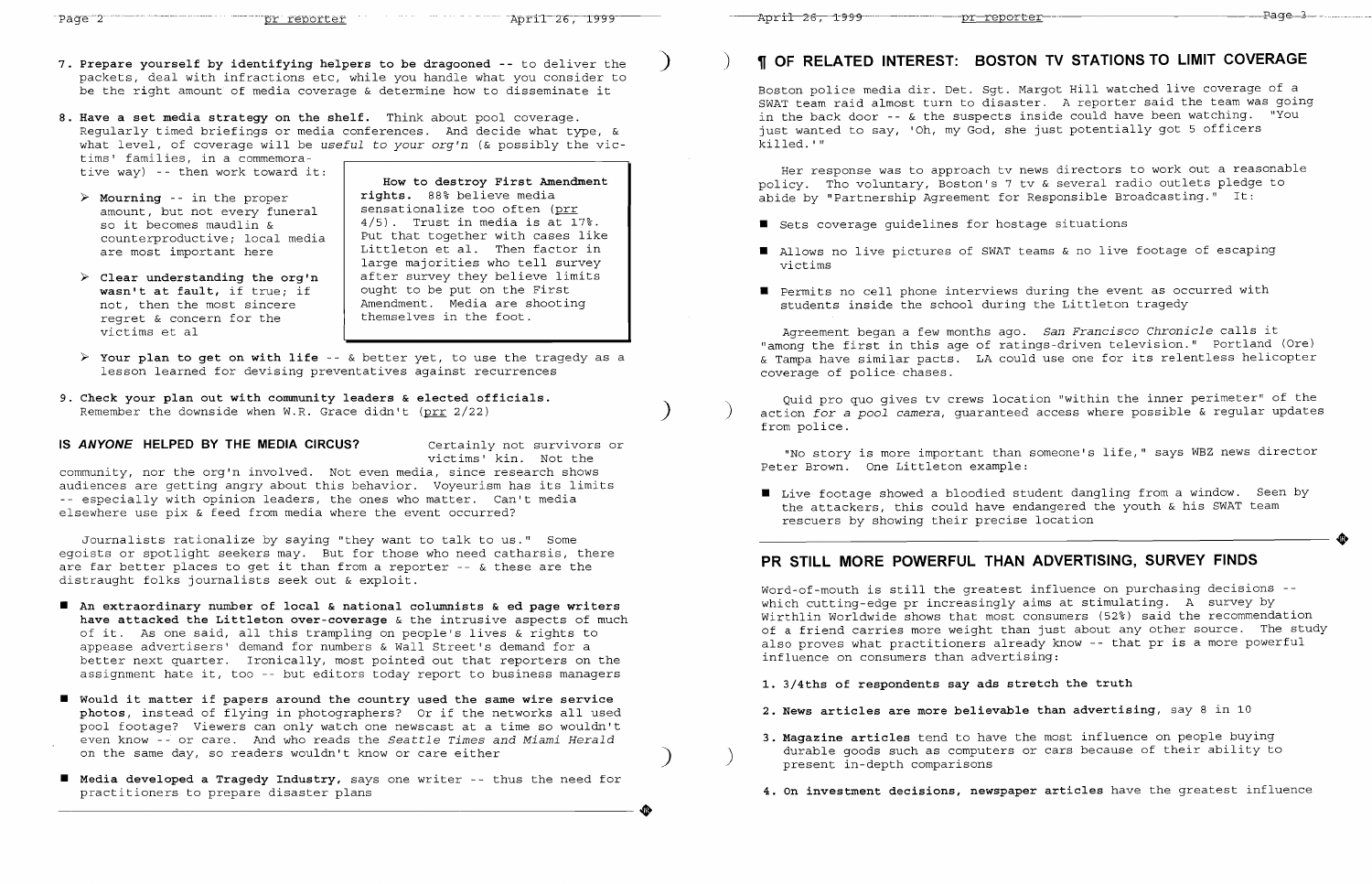7. **Prepare yourself by identifying helpers to be dragooned --** to deliver the packets, deal with infractions etc, while you handle what you consider to be the right amount of media coverage & determine how to disseminate it

8. **Have a set media strategy on the shelf.** Think about pool coverage. Regularly timed briefings or media conferences. And decide what type, & what level, of coverage will be *useful to your org'n* (& possibly the victims' families, in a commemorative way) -- then work toward it:

   - **Mourning** -- in the proper amount, but not every funeral so it becomes maudlin & counterproductive; local media are most important here
   - **Clear understanding the org'n wasn't at fault,** if true; if not, then the most sincere regret & concern for the victims et al
   - **Your plan to get on with life** -- & better yet, to use the tragedy as a lesson learned for devising preventatives against recurrences

> **How to destroy First Amendment rights.** 88% believe media sensationalize too often (prr 4/5). Trust in media is at 17%. Put that together with cases like Littleton et al. Then factor in large majorities who tell survey after survey they believe limits ought to be put on the First Amendment. Media are shooting themselves in the foot.

9. **Check your plan out with community leaders & elected officials.** Remember the downside when W.R. Grace didn't (prr 2/22)

## IS *ANYONE* HELPED BY THE MEDIA CIRCUS?

Certainly not survivors or victims' kin. Not the community, nor the org'n involved. Not even media, since research shows audiences are getting angry about this behavior. Voyeurism has its limits -- especially with opinion leaders, the ones who matter. Can't media elsewhere use pix & feed from media where the event occurred?

Journalists rationalize by saying "they want to talk to us." Some egoists or spotlight seekers may. But for those who need catharsis, there are far better places to get it than from a reporter -- & these are the distraught folks journalists seek out & exploit.

- **An extraordinary number of local & national columnists & ed page writers have attacked the Littleton over-coverage** & the intrusive aspects of much of it. As one said, all this trampling on people's lives & rights to appease advertisers' demand for numbers & Wall Street's demand for a better next quarter. Ironically, most pointed out that reporters on the assignment hate it, too -- but editors today report to business managers
- **Would it matter if papers around the country used the same wire service photos,** instead of flying in photographers? Or if the networks all used pool footage? Viewers can only watch one newscast at a time so wouldn't even know -- or care. And who reads the *Seattle Times and Miami Herald* on the same day, so readers wouldn't know or care either
- **Media developed a Tragedy Industry,** says one writer -- thus the need for practitioners to prepare disaster plans

## ¶ OF RELATED INTEREST: BOSTON TV STATIONS TO LIMIT COVERAGE

Boston police media dir. Det. Sgt. Margot Hill watched live coverage of a SWAT team raid almost turn to disaster. A reporter said the team was going in the back door -- & the suspects inside could have been watching. "You just wanted to say, 'Oh, my God, she just potentially got 5 officers killed.'"

Her response was to approach tv news directors to work out a reasonable policy. Tho voluntary, Boston's 7 tv & several radio outlets pledge to abide by "Partnership Agreement for Responsible Broadcasting." It:

- Sets coverage guidelines for hostage situations
- Allows no live pictures of SWAT teams & no live footage of escaping victims
- Permits no cell phone interviews during the event as occurred with students inside the school during the Littleton tragedy

Agreement began a few months ago. *San Francisco Chronicle* calls it "among the first in this age of ratings-driven television." Portland (Ore) & Tampa have similar pacts. LA could use one for its relentless helicopter coverage of police chases.

Quid pro quo gives tv crews location "within the inner perimeter" of the action *for a pool camera*, guaranteed access where possible & regular updates from police.

"No story is more important than someone's life," says WBZ news director Peter Brown. One Littleton example:

- Live footage showed a bloodied student dangling from a window. Seen by the attackers, this could have endangered the youth & his SWAT team rescuers by showing their precise location

## PR STILL MORE POWERFUL THAN ADVERTISING, SURVEY FINDS

Word-of-mouth is still the greatest influence on purchasing decisions -- which cutting-edge pr increasingly aims at stimulating. A survey by Wirthlin Worldwide shows that most consumers (52%) said the recommendation of a friend carries more weight than just about any other source. The study also proves what practitioners already know -- that pr is a more powerful influence on consumers than advertising:

1. **3/4ths of respondents say ads stretch the truth**
2. **News articles are more believable than advertising**, say 8 in 10
3. **Magazine articles** tend to have the most influence on people buying durable goods such as computers or cars because of their ability to present in-depth comparisons
4. **On investment decisions, newspaper articles** have the greatest influence